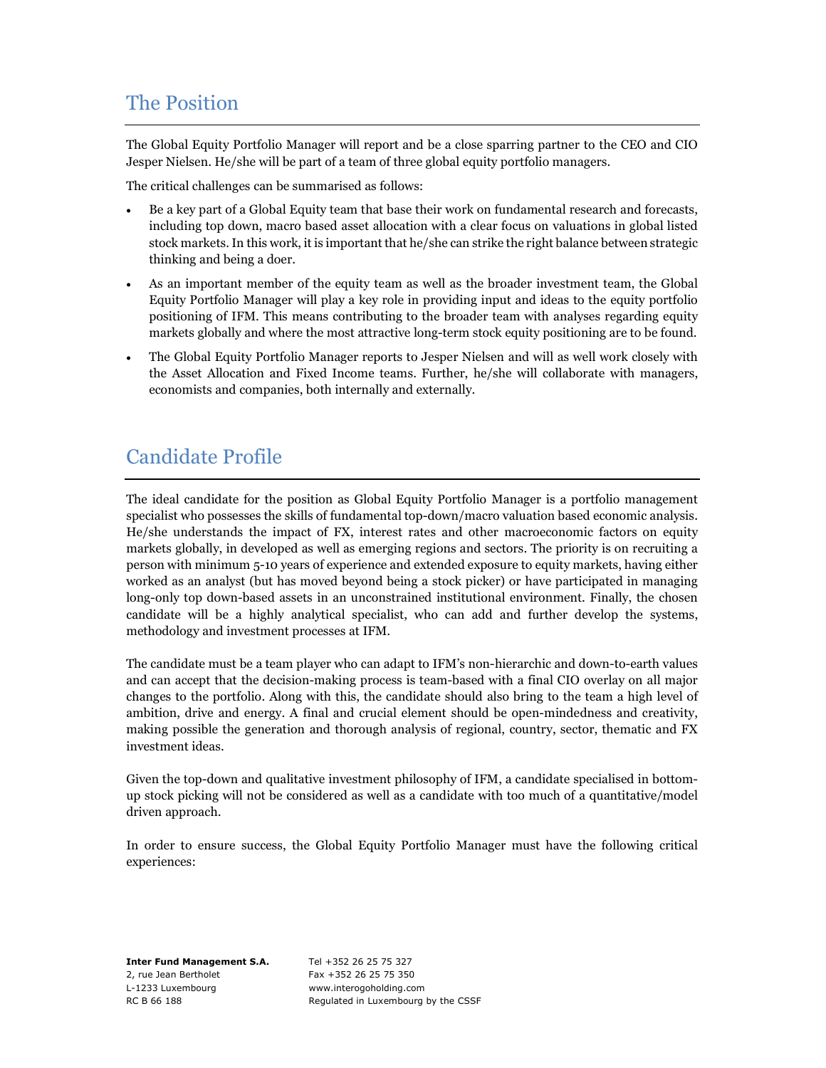## The Position

The Global Equity Portfolio Manager will report and be a close sparring partner to the CEO and CIO Jesper Nielsen. He/she will be part of a team of three global equity portfolio managers.

The critical challenges can be summarised as follows:

- Be a key part of a Global Equity team that base their work on fundamental research and forecasts, including top down, macro based asset allocation with a clear focus on valuations in global listed stock markets. In this work, it is important that he/she can strike the right balance between strategic thinking and being a doer.
- As an important member of the equity team as well as the broader investment team, the Global Equity Portfolio Manager will play a key role in providing input and ideas to the equity portfolio positioning of IFM. This means contributing to the broader team with analyses regarding equity markets globally and where the most attractive long-term stock equity positioning are to be found.
- The Global Equity Portfolio Manager reports to Jesper Nielsen and will as well work closely with the Asset Allocation and Fixed Income teams. Further, he/she will collaborate with managers, economists and companies, both internally and externally.

## Candidate Profile

The ideal candidate for the position as Global Equity Portfolio Manager is a portfolio management specialist who possesses the skills of fundamental top-down/macro valuation based economic analysis. He/she understands the impact of FX, interest rates and other macroeconomic factors on equity markets globally, in developed as well as emerging regions and sectors. The priority is on recruiting a person with minimum 5-10 years of experience and extended exposure to equity markets, having either worked as an analyst (but has moved beyond being a stock picker) or have participated in managing long-only top down-based assets in an unconstrained institutional environment. Finally, the chosen candidate will be a highly analytical specialist, who can add and further develop the systems, methodology and investment processes at IFM.

The candidate must be a team player who can adapt to IFM's non-hierarchic and down-to-earth values and can accept that the decision-making process is team-based with a final CIO overlay on all major changes to the portfolio. Along with this, the candidate should also bring to the team a high level of ambition, drive and energy. A final and crucial element should be open-mindedness and creativity, making possible the generation and thorough analysis of regional, country, sector, thematic and FX investment ideas.

Given the top-down and qualitative investment philosophy of IFM, a candidate specialised in bottom-up stock picking will not be considered as well as a candidate with too much of a quantitative/model driven approach.

In order to ensure success, the Global Equity Portfolio Manager must have the following critical experiences:

**Inter Fund Management S.A.**
2, rue Jean Bertholet
L-1233 Luxembourg
RC B 66 188

Tel +352 26 25 75 327
Fax +352 26 25 75 350
www.interogoholding.com
Regulated in Luxembourg by the CSSF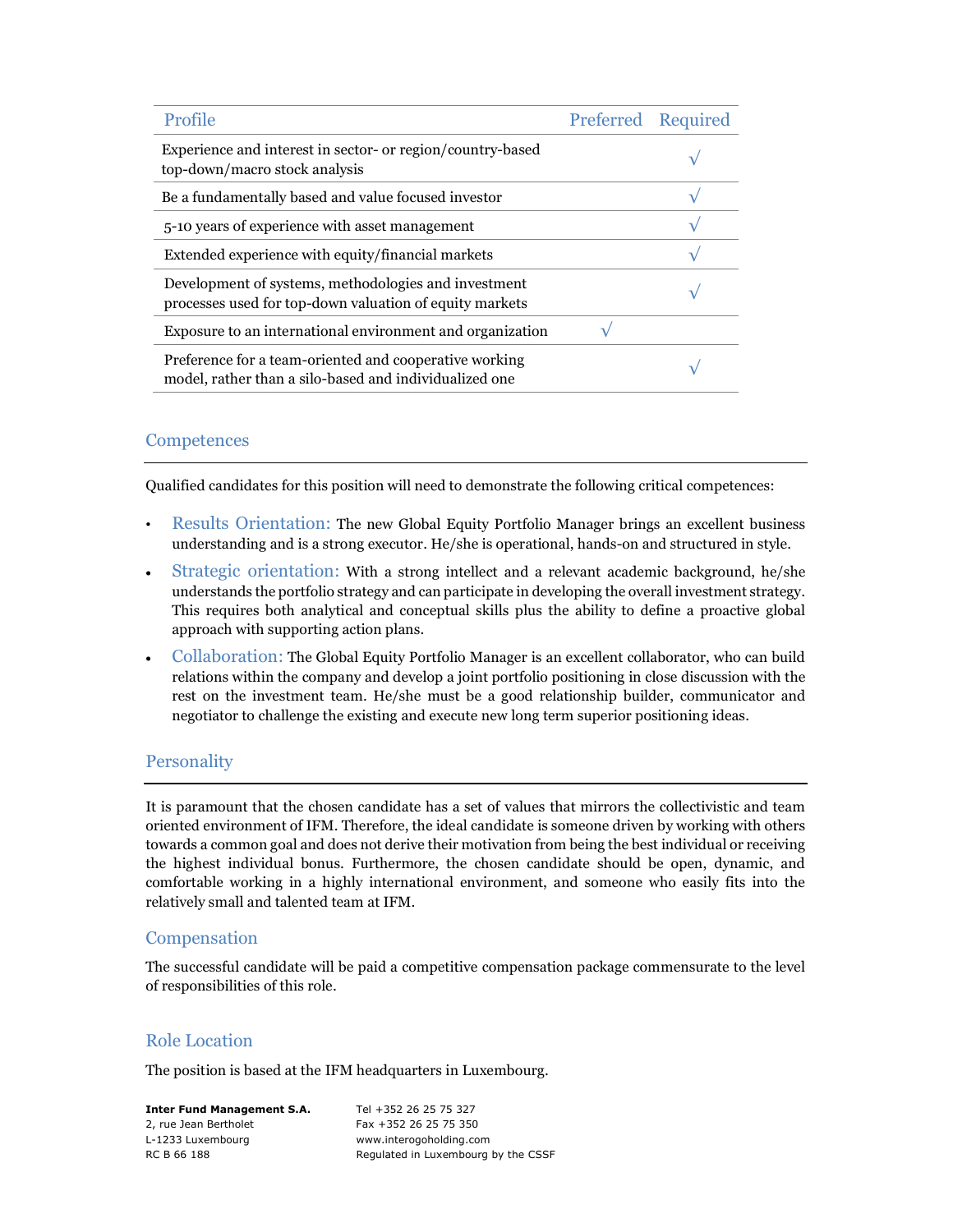| Profile | Preferred | Required |
|---|---|---|
| Experience and interest in sector- or region/country-based top-down/macro stock analysis | | √ |
| Be a fundamentally based and value focused investor | | √ |
| 5-10 years of experience with asset management | | √ |
| Extended experience with equity/financial markets | | √ |
| Development of systems, methodologies and investment processes used for top-down valuation of equity markets | | √ |
| Exposure to an international environment and organization | √ | |
| Preference for a team-oriented and cooperative working model, rather than a silo-based and individualized one | | √ |

## Competences

Qualified candidates for this position will need to demonstrate the following critical competences:

- **Results Orientation:** The new Global Equity Portfolio Manager brings an excellent business understanding and is a strong executor. He/she is operational, hands-on and structured in style.
- **Strategic orientation:** With a strong intellect and a relevant academic background, he/she understands the portfolio strategy and can participate in developing the overall investment strategy. This requires both analytical and conceptual skills plus the ability to define a proactive global approach with supporting action plans.
- **Collaboration:** The Global Equity Portfolio Manager is an excellent collaborator, who can build relations within the company and develop a joint portfolio positioning in close discussion with the rest on the investment team. He/she must be a good relationship builder, communicator and negotiator to challenge the existing and execute new long term superior positioning ideas.

## Personality

It is paramount that the chosen candidate has a set of values that mirrors the collectivistic and team oriented environment of IFM. Therefore, the ideal candidate is someone driven by working with others towards a common goal and does not derive their motivation from being the best individual or receiving the highest individual bonus. Furthermore, the chosen candidate should be open, dynamic, and comfortable working in a highly international environment, and someone who easily fits into the relatively small and talented team at IFM.

## Compensation

The successful candidate will be paid a competitive compensation package commensurate to the level of responsibilities of this role.

## Role Location

The position is based at the IFM headquarters in Luxembourg.

**Inter Fund Management S.A.**
2, rue Jean Bertholet
L-1233 Luxembourg
RC B 66 188

Tel +352 26 25 75 327
Fax +352 26 25 75 350
www.interogoholding.com
Regulated in Luxembourg by the CSSF